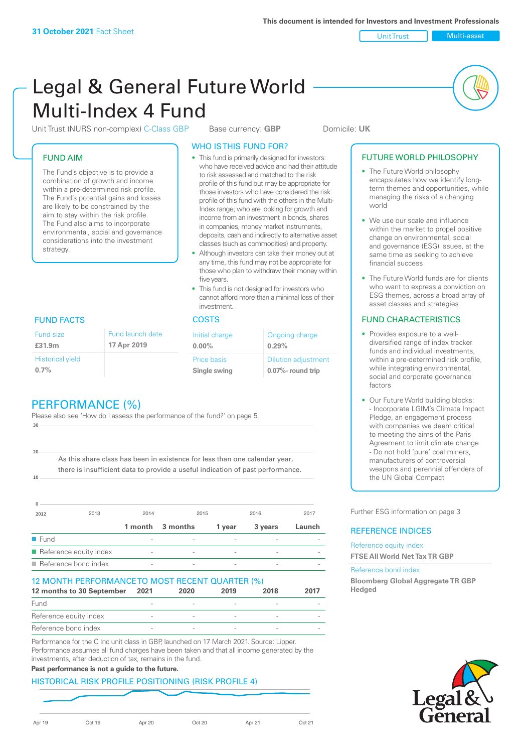**31 October 2021** Fact Sheet

This document is intended for Investors and Investment Professionals

Unit Trust | Multi-asset

# Legal & General Future World Multi-Index 4 Fund

Unit Trust (NURS non-complex) C-Class GBP | Base currency: **GBP** | Domicile: **UK**

## FUND AIM

The Fund's objective is to provide a combination of growth and income within a pre-determined risk profile. The Fund's potential gains and losses are likely to be constrained by the aim to stay within the risk profile. The Fund also aims to incorporate environmental, social and governance considerations into the investment strategy.

## WHO IS THIS FUND FOR?

- This fund is primarily designed for investors: who have received advice and had their attitude to risk assessed and matched to the risk profile of this fund but may be appropriate for those investors who have considered the risk profile of this fund with the others in the Multi-Index range; who are looking for growth and income from an investment in bonds, shares in companies, money market instruments, deposits, cash and indirectly to alternative asset classes (such as commodities) and property.
- Although investors can take their money out at any time, this fund may not be appropriate for those who plan to withdraw their money within five years.
- This fund is not designed for investors who cannot afford more than a minimal loss of their investment.

## FUTURE WORLD PHILOSOPHY

- The Future World philosophy encapsulates how we identify long-term themes and opportunities, while managing the risks of a changing world
- We use our scale and influence within the market to propel positive change on environmental, social and governance (ESG) issues, at the same time as seeking to achieve financial success
- The Future World funds are for clients who want to express a conviction on ESG themes, across a broad array of asset classes and strategies

## FUND FACTS

| Fund size | Fund launch date |
|---|---|
| **£31.9m** | **17 Apr 2019** |
| **Historical yield** | |
| **0.7%** | |

## COSTS

| Initial charge | Ongoing charge |
|---|---|
| **0.00%** | **0.29%** |
| **Price basis** | **Dilution adjustment** |
| **Single swing** | **0.07%- round trip** |

## FUND CHARACTERISTICS

- Provides exposure to a well-diversified range of index tracker funds and individual investments, within a pre-determined risk profile, while integrating environmental, social and corporate governance factors
- Our Future World building blocks:
  - Incorporate LGIM's Climate Impact Pledge, an engagement process with companies we deem critical to meeting the aims of the Paris Agreement to limit climate change
  - Do not hold 'pure' coal miners, manufacturers of controversial weapons and perennial offenders of the UN Global Compact

## PERFORMANCE (%)

Please also see 'How do I assess the performance of the fund?' on page 5.

As this share class has been in existence for less than one calendar year, there is insufficient data to provide a useful indication of past performance.

| | 1 month | 3 months | 1 year | 3 years | Launch |
|---|---|---|---|---|---|
| Fund | - | - | - | - | - |
| Reference equity index | - | - | - | - | - |
| Reference bond index | - | - | - | - | - |

## 12 MONTH PERFORMANCE TO MOST RECENT QUARTER (%)

| 12 months to 30 September | 2021 | 2020 | 2019 | 2018 | 2017 |
|---|---|---|---|---|---|
| Fund | - | - | - | - | - |
| Reference equity index | - | - | - | - | - |
| Reference bond index | - | - | - | - | - |

Performance for the C Inc unit class in GBP, launched on 17 March 2021. Source: Lipper. Performance assumes all fund charges have been taken and that all income generated by the investments, after deduction of tax, remains in the fund.

**Past performance is not a guide to the future.**

## HISTORICAL RISK PROFILE POSITIONING (RISK PROFILE 4)

Further ESG information on page 3

## REFERENCE INDICES

Reference equity index
**FTSE All World Net Tax TR GBP**

Reference bond index
**Bloomberg Global Aggregate TR GBP Hedged**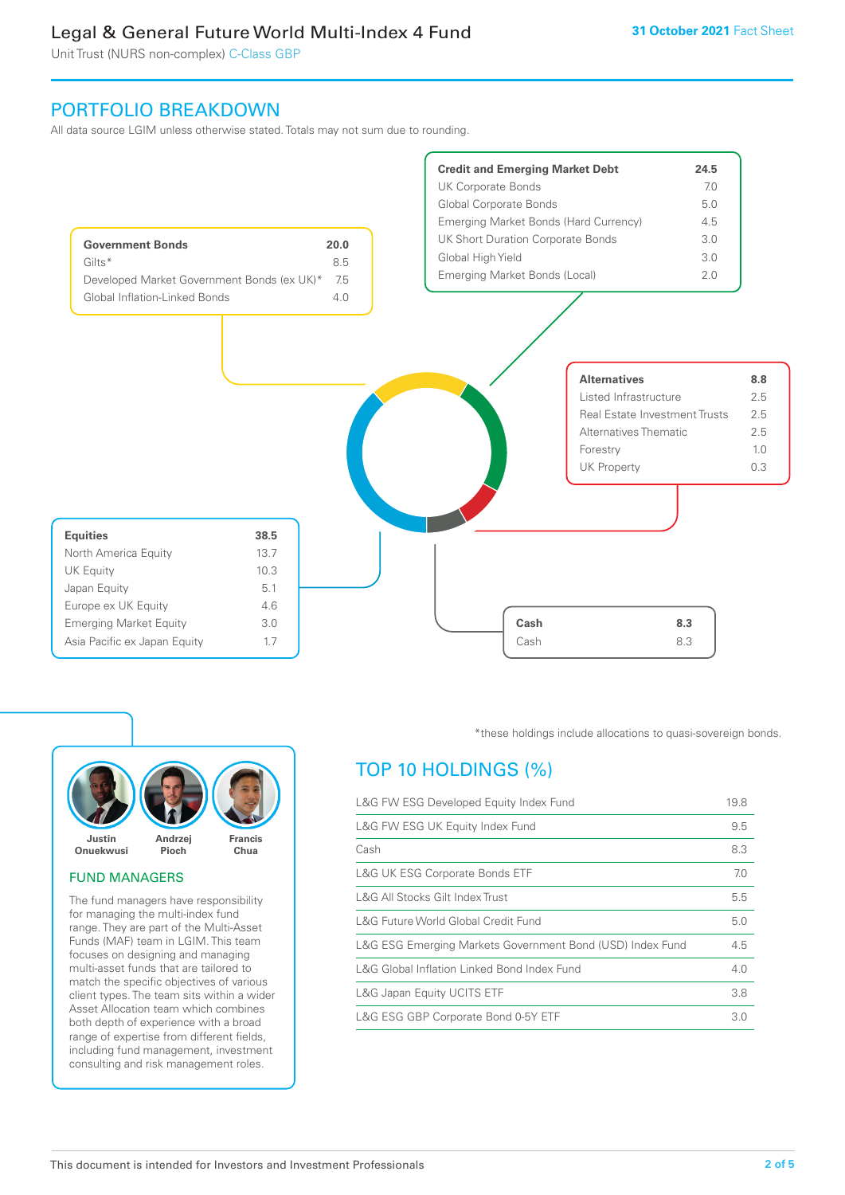## PORTFOLIO BREAKDOWN

All data source LGIM unless otherwise stated. Totals may not sum due to rounding.

| Government Bonds | 20.0 |
|---|---|
| Gilts* | 8.5 |
| Developed Market Government Bonds (ex UK)* | 7.5 |
| Global Inflation-Linked Bonds | 4.0 |

| Credit and Emerging Market Debt | 24.5 |
|---|---|
| UK Corporate Bonds | 7.0 |
| Global Corporate Bonds | 5.0 |
| Emerging Market Bonds (Hard Currency) | 4.5 |
| UK Short Duration Corporate Bonds | 3.0 |
| Global High Yield | 3.0 |
| Emerging Market Bonds (Local) | 2.0 |

| Alternatives | 8.8 |
|---|---|
| Listed Infrastructure | 2.5 |
| Real Estate Investment Trusts | 2.5 |
| Alternatives Thematic | 2.5 |
| Forestry | 1.0 |
| UK Property | 0.3 |

| Equities | 38.5 |
|---|---|
| North America Equity | 13.7 |
| UK Equity | 10.3 |
| Japan Equity | 5.1 |
| Europe ex UK Equity | 4.6 |
| Emerging Market Equity | 3.0 |
| Asia Pacific ex Japan Equity | 1.7 |

| Cash | 8.3 |
|---|---|
| Cash | 8.3 |

*these holdings include allocations to quasi-sovereign bonds.

Justin Onuekwusi, Andrzej Pioch, Francis Chua

### FUND MANAGERS

The fund managers have responsibility for managing the multi-index fund range. They are part of the Multi-Asset Funds (MAF) team in LGIM. This team focuses on designing and managing multi-asset funds that are tailored to match the specific objectives of various client types. The team sits within a wider Asset Allocation team which combines both depth of experience with a broad range of expertise from different fields, including fund management, investment consulting and risk management roles.

## TOP 10 HOLDINGS (%)

| Holding | % |
|---|---|
| L&G FW ESG Developed Equity Index Fund | 19.8 |
| L&G FW ESG UK Equity Index Fund | 9.5 |
| Cash | 8.3 |
| L&G UK ESG Corporate Bonds ETF | 7.0 |
| L&G All Stocks Gilt Index Trust | 5.5 |
| L&G Future World Global Credit Fund | 5.0 |
| L&G ESG Emerging Markets Government Bond (USD) Index Fund | 4.5 |
| L&G Global Inflation Linked Bond Index Fund | 4.0 |
| L&G Japan Equity UCITS ETF | 3.8 |
| L&G ESG GBP Corporate Bond 0-5Y ETF | 3.0 |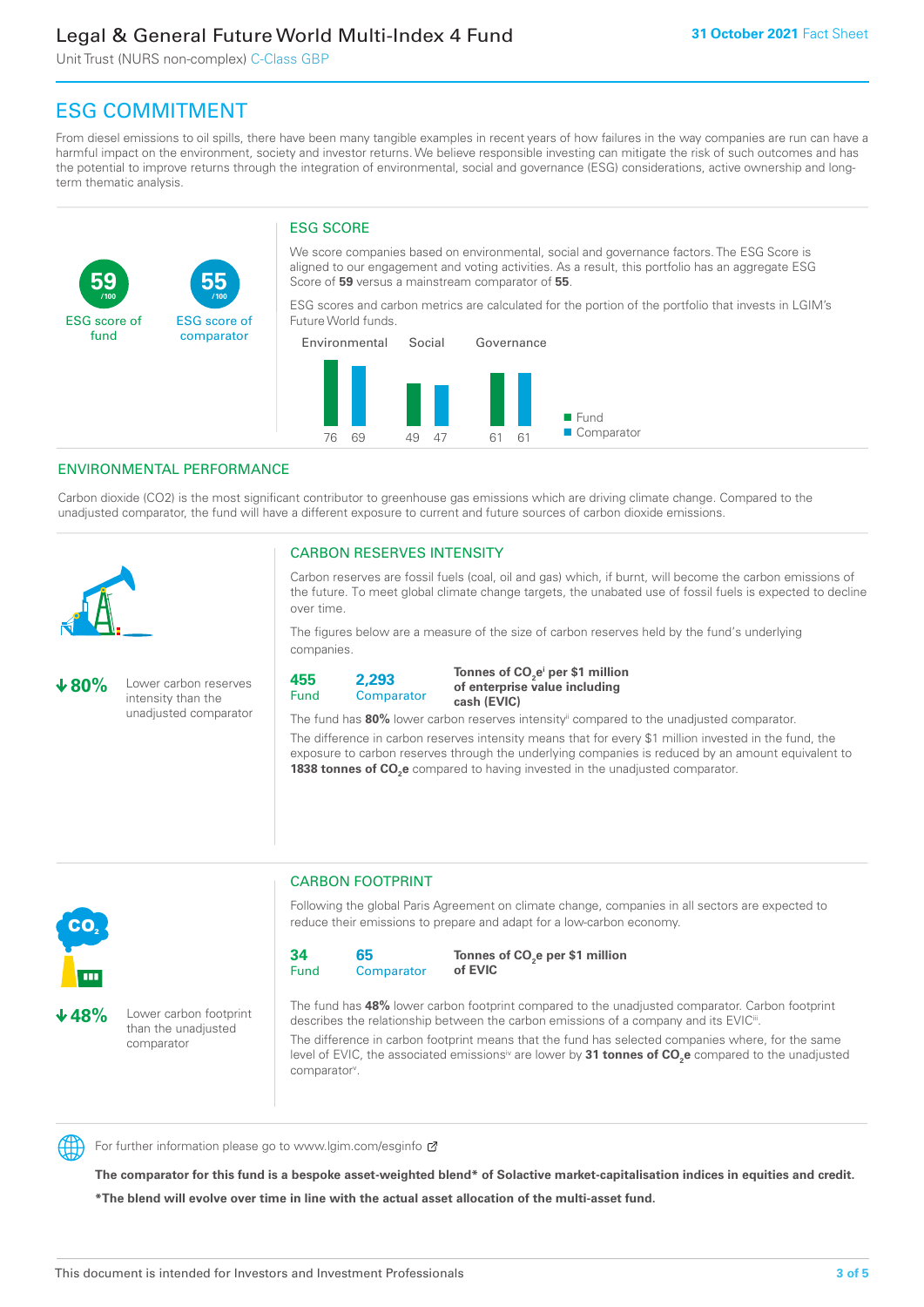# ESG COMMITMENT

From diesel emissions to oil spills, there have been many tangible examples in recent years of how failures in the way companies are run can have a harmful impact on the environment, society and investor returns. We believe responsible investing can mitigate the risk of such outcomes and has the potential to improve returns through the integration of environmental, social and governance (ESG) considerations, active ownership and long-term thematic analysis.

**59** /100 ESG score of fund

**55** /100 ESG score of comparator

## ESG SCORE

We score companies based on environmental, social and governance factors. The ESG Score is aligned to our engagement and voting activities. As a result, this portfolio has an aggregate ESG Score of **59** versus a mainstream comparator of **55**.

ESG scores and carbon metrics are calculated for the portion of the portfolio that invests in LGIM's Future World funds.

| | Environmental | Social | Governance |
|---|---|---|---|
| Fund | 76 | 49 | 61 |
| Comparator | 69 | 47 | 61 |

## ENVIRONMENTAL PERFORMANCE

Carbon dioxide (CO2) is the most significant contributor to greenhouse gas emissions which are driving climate change. Compared to the unadjusted comparator, the fund will have a different exposure to current and future sources of carbon dioxide emissions.

### CARBON RESERVES INTENSITY

**↓80%** Lower carbon reserves intensity than the unadjusted comparator

Carbon reserves are fossil fuels (coal, oil and gas) which, if burnt, will become the carbon emissions of the future. To meet global climate change targets, the unabated use of fossil fuels is expected to decline over time.

The figures below are a measure of the size of carbon reserves held by the fund's underlying companies.

| Fund | Comparator | |
|---|---|---|
| 455 | 2,293 | **Tonnes of $CO_2e$[i] per $1 million of enterprise value including cash (EVIC)** |

The fund has **80%** lower carbon reserves intensity[ii] compared to the unadjusted comparator.

The difference in carbon reserves intensity means that for every $1 million invested in the fund, the exposure to carbon reserves through the underlying companies is reduced by an amount equivalent to **1838 tonnes of $CO_2e$** compared to having invested in the unadjusted comparator.

### CARBON FOOTPRINT

**↓48%** Lower carbon footprint than the unadjusted comparator

Following the global Paris Agreement on climate change, companies in all sectors are expected to reduce their emissions to prepare and adapt for a low-carbon economy.

| Fund | Comparator | |
|---|---|---|
| 34 | 65 | **Tonnes of $CO_2e$ per $1 million of EVIC** |

The fund has **48%** lower carbon footprint compared to the unadjusted comparator. Carbon footprint describes the relationship between the carbon emissions of a company and its EVIC[iii].

The difference in carbon footprint means that the fund has selected companies where, for the same level of EVIC, the associated emissions[iv] are lower by **31 tonnes of $CO_2e$** compared to the unadjusted comparator[v].

For further information please go to www.lgim.com/esginfo

**The comparator for this fund is a bespoke asset-weighted blend* of Solactive market-capitalisation indices in equities and credit.**

***The blend will evolve over time in line with the actual asset allocation of the multi-asset fund.**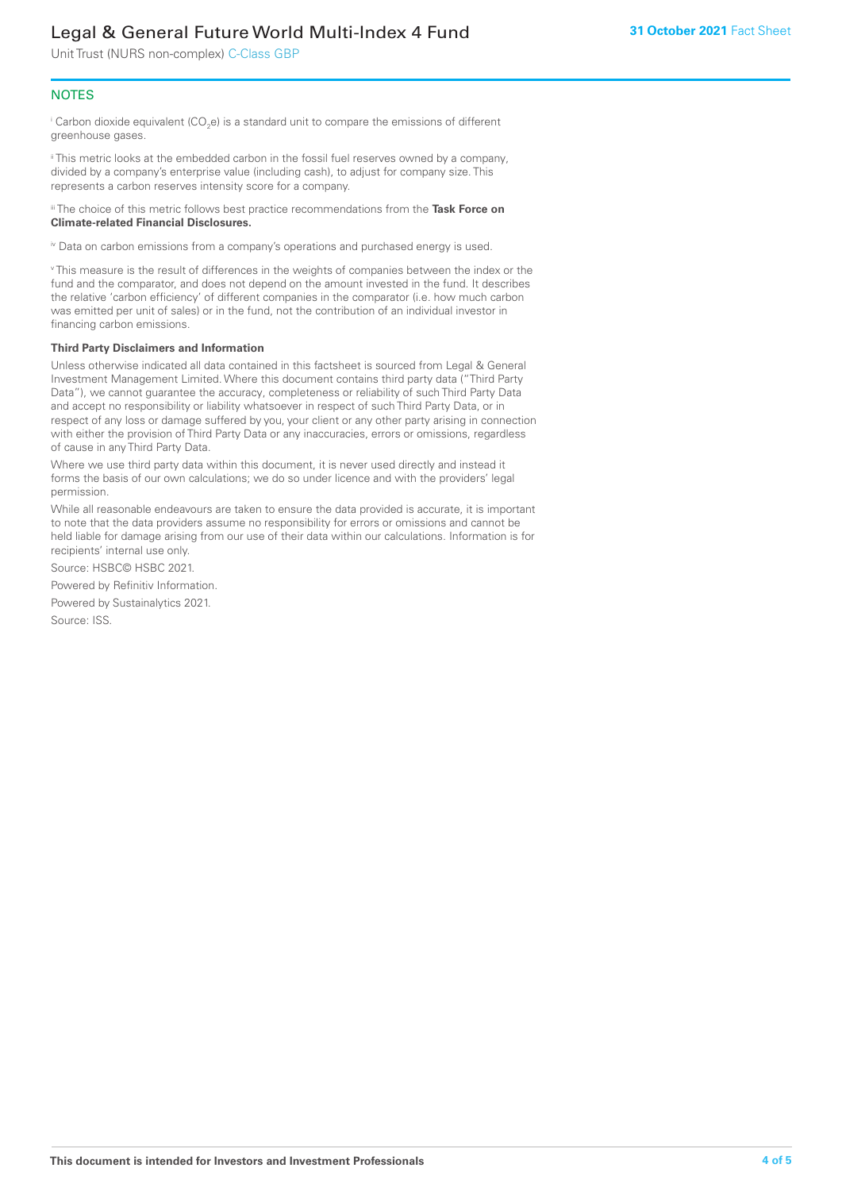## NOTES

[i] Carbon dioxide equivalent ($CO_2e$) is a standard unit to compare the emissions of different greenhouse gases.

[ii] This metric looks at the embedded carbon in the fossil fuel reserves owned by a company, divided by a company's enterprise value (including cash), to adjust for company size. This represents a carbon reserves intensity score for a company.

[iii] The choice of this metric follows best practice recommendations from the **Task Force on Climate-related Financial Disclosures.**

[iv] Data on carbon emissions from a company's operations and purchased energy is used.

[v] This measure is the result of differences in the weights of companies between the index or the fund and the comparator, and does not depend on the amount invested in the fund. It describes the relative 'carbon efficiency' of different companies in the comparator (i.e. how much carbon was emitted per unit of sales) or in the fund, not the contribution of an individual investor in financing carbon emissions.

**Third Party Disclaimers and Information**

Unless otherwise indicated all data contained in this factsheet is sourced from Legal & General Investment Management Limited. Where this document contains third party data ("Third Party Data"), we cannot guarantee the accuracy, completeness or reliability of such Third Party Data and accept no responsibility or liability whatsoever in respect of such Third Party Data, or in respect of any loss or damage suffered by you, your client or any other party arising in connection with either the provision of Third Party Data or any inaccuracies, errors or omissions, regardless of cause in any Third Party Data.

Where we use third party data within this document, it is never used directly and instead it forms the basis of our own calculations; we do so under licence and with the providers' legal permission.

While all reasonable endeavours are taken to ensure the data provided is accurate, it is important to note that the data providers assume no responsibility for errors or omissions and cannot be held liable for damage arising from our use of their data within our calculations. Information is for recipients' internal use only.

Source: HSBC© HSBC 2021.

Powered by Refinitiv Information.

Powered by Sustainalytics 2021.

Source: ISS.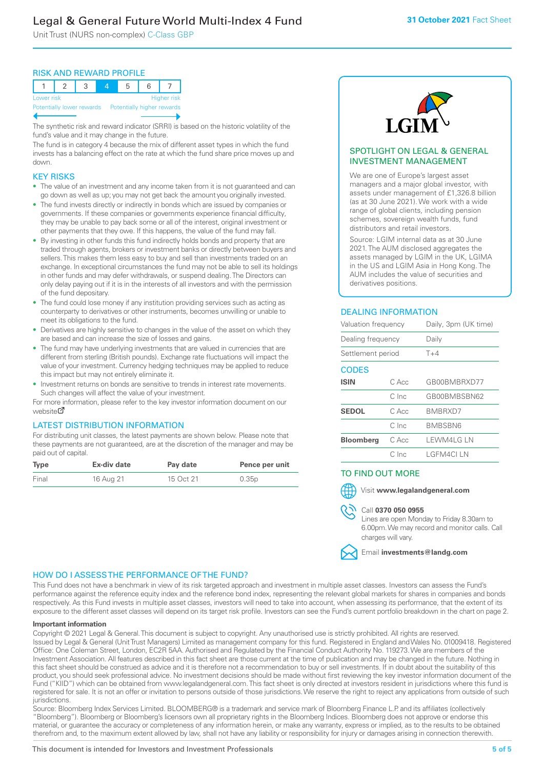# Legal & General Future World Multi-Index 4 Fund

Unit Trust (NURS non-complex) C-Class GBP

**31 October 2021** Fact Sheet

## RISK AND REWARD PROFILE

| 1 | 2 | 3 | 4 | 5 | 6 | 7 |
|---|---|---|---|---|---|---|

Lower risk — Higher risk

Potentially lower rewards — Potentially higher rewards

The synthetic risk and reward indicator (SRRI) is based on the historic volatility of the fund's value and it may change in the future.

The fund is in category 4 because the mix of different asset types in which the fund invests has a balancing effect on the rate at which the fund share price moves up and down.

## KEY RISKS

- The value of an investment and any income taken from it is not guaranteed and can go down as well as up; you may not get back the amount you originally invested.
- The fund invests directly or indirectly in bonds which are issued by companies or governments. If these companies or governments experience financial difficulty, they may be unable to pay back some or all of the interest, original investment or other payments that they owe. If this happens, the value of the fund may fall.
- By investing in other funds this fund indirectly holds bonds and property that are traded through agents, brokers or investment banks or directly between buyers and sellers. This makes them less easy to buy and sell than investments traded on an exchange. In exceptional circumstances the fund may not be able to sell its holdings in other funds and may defer withdrawals, or suspend dealing. The Directors can only delay paying out if it is in the interests of all investors and with the permission of the fund depositary.
- The fund could lose money if any institution providing services such as acting as counterparty to derivatives or other instruments, becomes unwilling or unable to meet its obligations to the fund.
- Derivatives are highly sensitive to changes in the value of the asset on which they are based and can increase the size of losses and gains.
- The fund may have underlying investments that are valued in currencies that are different from sterling (British pounds). Exchange rate fluctuations will impact the value of your investment. Currency hedging techniques may be applied to reduce this impact but may not entirely eliminate it.
- Investment returns on bonds are sensitive to trends in interest rate movements. Such changes will affect the value of your investment.

For more information, please refer to the key investor information document on our website

## LATEST DISTRIBUTION INFORMATION

For distributing unit classes, the latest payments are shown below. Please note that these payments are not guaranteed, are at the discretion of the manager and may be paid out of capital.

| Type | Ex-div date | Pay date | Pence per unit |
|---|---|---|---|
| Final | 16 Aug 21 | 15 Oct 21 | 0.35p |

LGIM

## SPOTLIGHT ON LEGAL & GENERAL INVESTMENT MANAGEMENT

We are one of Europe's largest asset managers and a major global investor, with assets under management of £1,326.8 billion (as at 30 June 2021). We work with a wide range of global clients, including pension schemes, sovereign wealth funds, fund distributors and retail investors.

Source: LGIM internal data as at 30 June 2021. The AUM disclosed aggregates the assets managed by LGIM in the UK, LGIMA in the US and LGIM Asia in Hong Kong. The AUM includes the value of securities and derivatives positions.

## DEALING INFORMATION

| | |
|---|---|
| Valuation frequency | Daily, 3pm (UK time) |
| Dealing frequency | Daily |
| Settlement period | T+4 |

## CODES

| | | |
|---|---|---|
| **ISIN** | C Acc | GB00BMBRXD77 |
| | C Inc | GB00BMBSBN62 |
| **SEDOL** | C Acc | BMBRXD7 |
| | C Inc | BMBSBN6 |
| **Bloomberg** | C Acc | LEWM4LG LN |
| | C Inc | LGFM4CI LN |

## TO FIND OUT MORE

Visit **www.legalandgeneral.com**

Call **0370 050 0955**
Lines are open Monday to Friday 8.30am to 6.00pm. We may record and monitor calls. Call charges will vary.

Email **investments@landg.com**

## HOW DO I ASSESS THE PERFORMANCE OF THE FUND?

This Fund does not have a benchmark in view of its risk targeted approach and investment in multiple asset classes. Investors can assess the Fund's performance against the reference equity index and the reference bond index, representing the relevant global markets for shares in companies and bonds respectively. As this Fund invests in multiple asset classes, investors will need to take into account, when assessing its performance, that the extent of its exposure to the different asset classes will depend on its target risk profile. Investors can see the Fund's current portfolio breakdown in the chart on page 2.

**Important information**

Copyright © 2021 Legal & General. This document is subject to copyright. Any unauthorised use is strictly prohibited. All rights are reserved.

Issued by Legal & General (Unit Trust Managers) Limited as management company for this fund. Registered in England and Wales No. 01009418. Registered Office: One Coleman Street, London, EC2R 5AA. Authorised and Regulated by the Financial Conduct Authority No. 119273. We are members of the Investment Association. All features described in this fact sheet are those current at the time of publication and may be changed in the future. Nothing in this fact sheet should be construed as advice and it is therefore not a recommendation to buy or sell investments. If in doubt about the suitability of this product, you should seek professional advice. No investment decisions should be made without first reviewing the key investor information document of the Fund ("KIID") which can be obtained from www.legalandgeneral.com. This fact sheet is only directed at investors resident in jurisdictions where this fund is registered for sale. It is not an offer or invitation to persons outside of those jurisdictions. We reserve the right to reject any applications from outside of such jurisdictions.

Source: Bloomberg Index Services Limited. BLOOMBERG® is a trademark and service mark of Bloomberg Finance L.P. and its affiliates (collectively "Bloomberg"). Bloomberg or Bloomberg's licensors own all proprietary rights in the Bloomberg Indices. Bloomberg does not approve or endorse this material, or guarantee the accuracy or completeness of any information herein, or make any warranty, express or implied, as to the results to be obtained therefrom and, to the maximum extent allowed by law, shall not have any liability or responsibility for injury or damages arising in connection therewith.

This document is intended for Investors and Investment Professionals